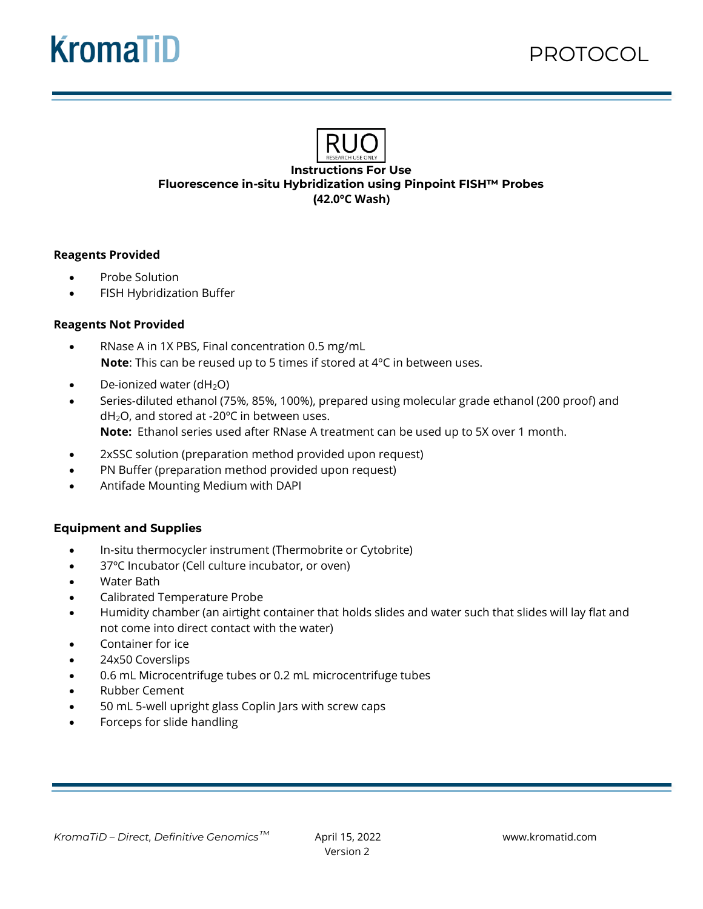KromaTiD

PROTOCOL

RUO
RESEARCH USE ONLY

**Instructions For Use**
**Fluorescence in-situ Hybridization using Pinpoint FISH™ Probes**
**(42.0°C Wash)**

### Reagents Provided

- Probe Solution
- FISH Hybridization Buffer

### Reagents Not Provided

- RNase A in 1X PBS, Final concentration 0.5 mg/mL
  **Note**: This can be reused up to 5 times if stored at 4°C in between uses.
- De-ionized water ($dH_2O$)
- Series-diluted ethanol (75%, 85%, 100%), prepared using molecular grade ethanol (200 proof) and $dH_2O$, and stored at -20°C in between uses.
  **Note:** Ethanol series used after RNase A treatment can be used up to 5X over 1 month.
- 2xSSC solution (preparation method provided upon request)
- PN Buffer (preparation method provided upon request)
- Antifade Mounting Medium with DAPI

### Equipment and Supplies

- In-situ thermocycler instrument (Thermobrite or Cytobrite)
- 37°C Incubator (Cell culture incubator, or oven)
- Water Bath
- Calibrated Temperature Probe
- Humidity chamber (an airtight container that holds slides and water such that slides will lay flat and not come into direct contact with the water)
- Container for ice
- 24x50 Coverslips
- 0.6 mL Microcentrifuge tubes or 0.2 mL microcentrifuge tubes
- Rubber Cement
- 50 mL 5-well upright glass Coplin Jars with screw caps
- Forceps for slide handling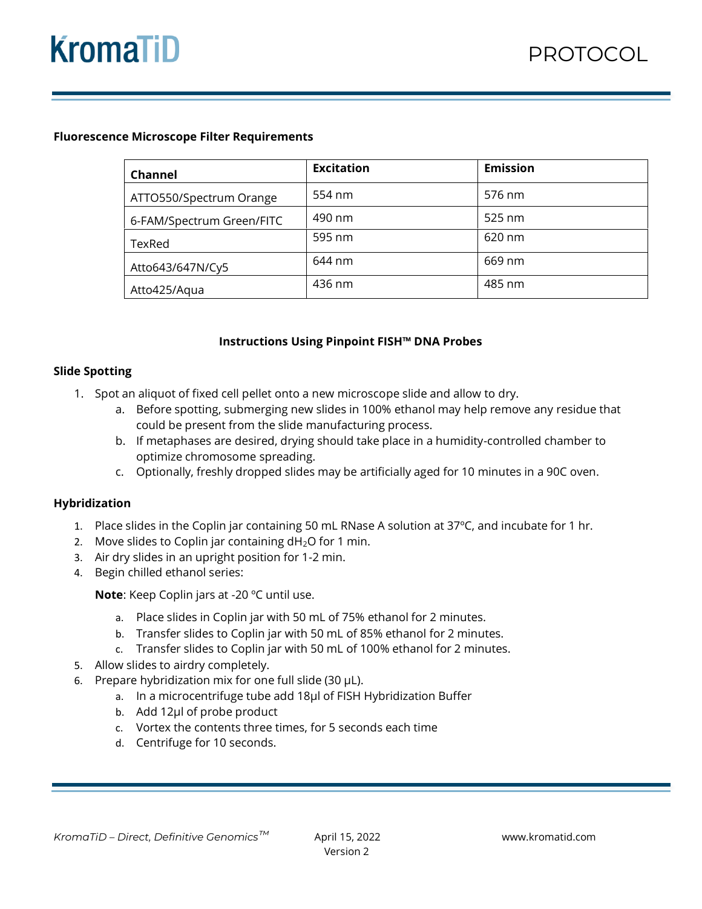### Fluorescence Microscope Filter Requirements

| Channel | Excitation | Emission |
|---|---|---|
| ATTO550/Spectrum Orange | 554 nm | 576 nm |
| 6-FAM/Spectrum Green/FITC | 490 nm | 525 nm |
| TexRed | 595 nm | 620 nm |
| Atto643/647N/Cy5 | 644 nm | 669 nm |
| Atto425/Aqua | 436 nm | 485 nm |

## Instructions Using Pinpoint FISH™ DNA Probes

### Slide Spotting

1. Spot an aliquot of fixed cell pellet onto a new microscope slide and allow to dry.
    a. Before spotting, submerging new slides in 100% ethanol may help remove any residue that could be present from the slide manufacturing process.
    b. If metaphases are desired, drying should take place in a humidity-controlled chamber to optimize chromosome spreading.
    c. Optionally, freshly dropped slides may be artificially aged for 10 minutes in a 90C oven.

### Hybridization

1. Place slides in the Coplin jar containing 50 mL RNase A solution at 37ºC, and incubate for 1 hr.
2. Move slides to Coplin jar containing $dH_2O$ for 1 min.
3. Air dry slides in an upright position for 1-2 min.
4. Begin chilled ethanol series:

    **Note**: Keep Coplin jars at -20 ºC until use.

    a. Place slides in Coplin jar with 50 mL of 75% ethanol for 2 minutes.
    b. Transfer slides to Coplin jar with 50 mL of 85% ethanol for 2 minutes.
    c. Transfer slides to Coplin jar with 50 mL of 100% ethanol for 2 minutes.
5. Allow slides to airdry completely.
6. Prepare hybridization mix for one full slide (30 µL).
    a. In a microcentrifuge tube add 18µl of FISH Hybridization Buffer
    b. Add 12µl of probe product
    c. Vortex the contents three times, for 5 seconds each time
    d. Centrifuge for 10 seconds.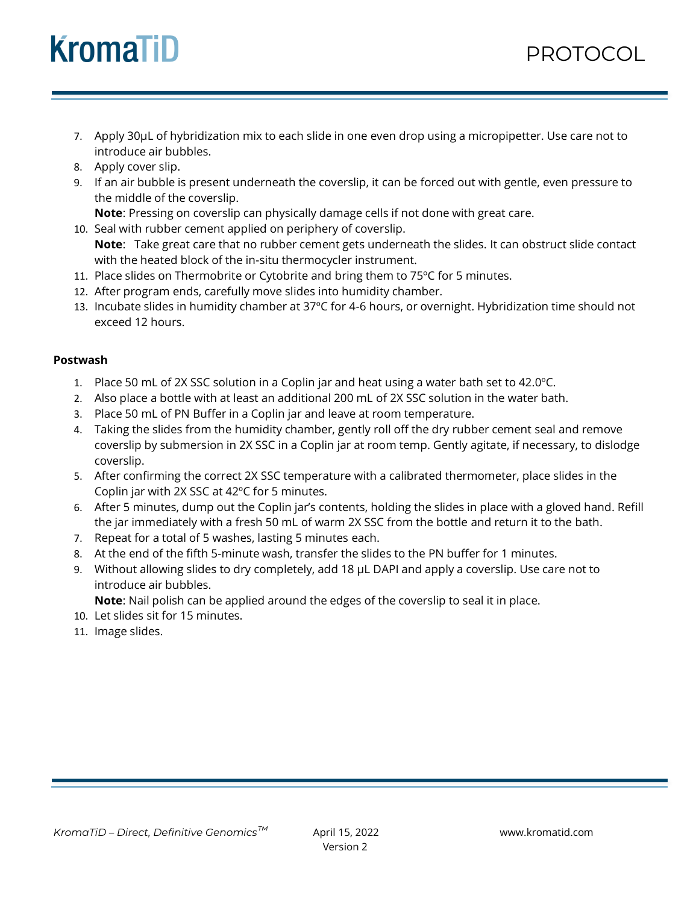7. Apply 30µL of hybridization mix to each slide in one even drop using a micropipetter. Use care not to introduce air bubbles.
8. Apply cover slip.
9. If an air bubble is present underneath the coverslip, it can be forced out with gentle, even pressure to the middle of the coverslip.
   **Note**: Pressing on coverslip can physically damage cells if not done with great care.
10. Seal with rubber cement applied on periphery of coverslip.
    **Note**: Take great care that no rubber cement gets underneath the slides. It can obstruct slide contact with the heated block of the in-situ thermocycler instrument.
11. Place slides on Thermobrite or Cytobrite and bring them to 75ºC for 5 minutes.
12. After program ends, carefully move slides into humidity chamber.
13. Incubate slides in humidity chamber at 37ºC for 4-6 hours, or overnight. Hybridization time should not exceed 12 hours.

**Postwash**

1. Place 50 mL of 2X SSC solution in a Coplin jar and heat using a water bath set to 42.0ºC.
2. Also place a bottle with at least an additional 200 mL of 2X SSC solution in the water bath.
3. Place 50 mL of PN Buffer in a Coplin jar and leave at room temperature.
4. Taking the slides from the humidity chamber, gently roll off the dry rubber cement seal and remove coverslip by submersion in 2X SSC in a Coplin jar at room temp. Gently agitate, if necessary, to dislodge coverslip.
5. After confirming the correct 2X SSC temperature with a calibrated thermometer, place slides in the Coplin jar with 2X SSC at 42ºC for 5 minutes.
6. After 5 minutes, dump out the Coplin jar's contents, holding the slides in place with a gloved hand. Refill the jar immediately with a fresh 50 mL of warm 2X SSC from the bottle and return it to the bath.
7. Repeat for a total of 5 washes, lasting 5 minutes each.
8. At the end of the fifth 5-minute wash, transfer the slides to the PN buffer for 1 minutes.
9. Without allowing slides to dry completely, add 18 µL DAPI and apply a coverslip. Use care not to introduce air bubbles.
   **Note**: Nail polish can be applied around the edges of the coverslip to seal it in place.
10. Let slides sit for 15 minutes.
11. Image slides.